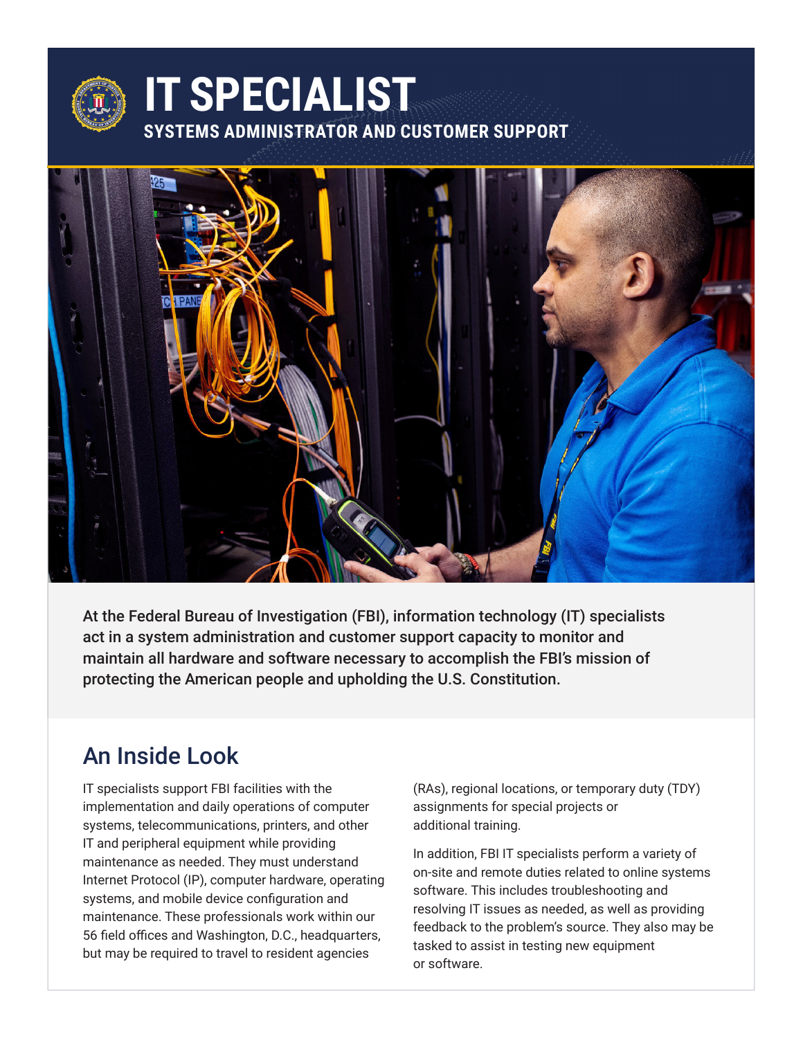# IT SPECIALIST

## SYSTEMS ADMINISTRATOR AND CUSTOMER SUPPORT

At the Federal Bureau of Investigation (FBI), information technology (IT) specialists act in a system administration and customer support capacity to monitor and maintain all hardware and software necessary to accomplish the FBI's mission of protecting the American people and upholding the U.S. Constitution.

## An Inside Look

IT specialists support FBI facilities with the implementation and daily operations of computer systems, telecommunications, printers, and other IT and peripheral equipment while providing maintenance as needed. They must understand Internet Protocol (IP), computer hardware, operating systems, and mobile device configuration and maintenance. These professionals work within our 56 field offices and Washington, D.C., headquarters, but may be required to travel to resident agencies (RAs), regional locations, or temporary duty (TDY) assignments for special projects or additional training.

In addition, FBI IT specialists perform a variety of on-site and remote duties related to online systems software. This includes troubleshooting and resolving IT issues as needed, as well as providing feedback to the problem's source. They also may be tasked to assist in testing new equipment or software.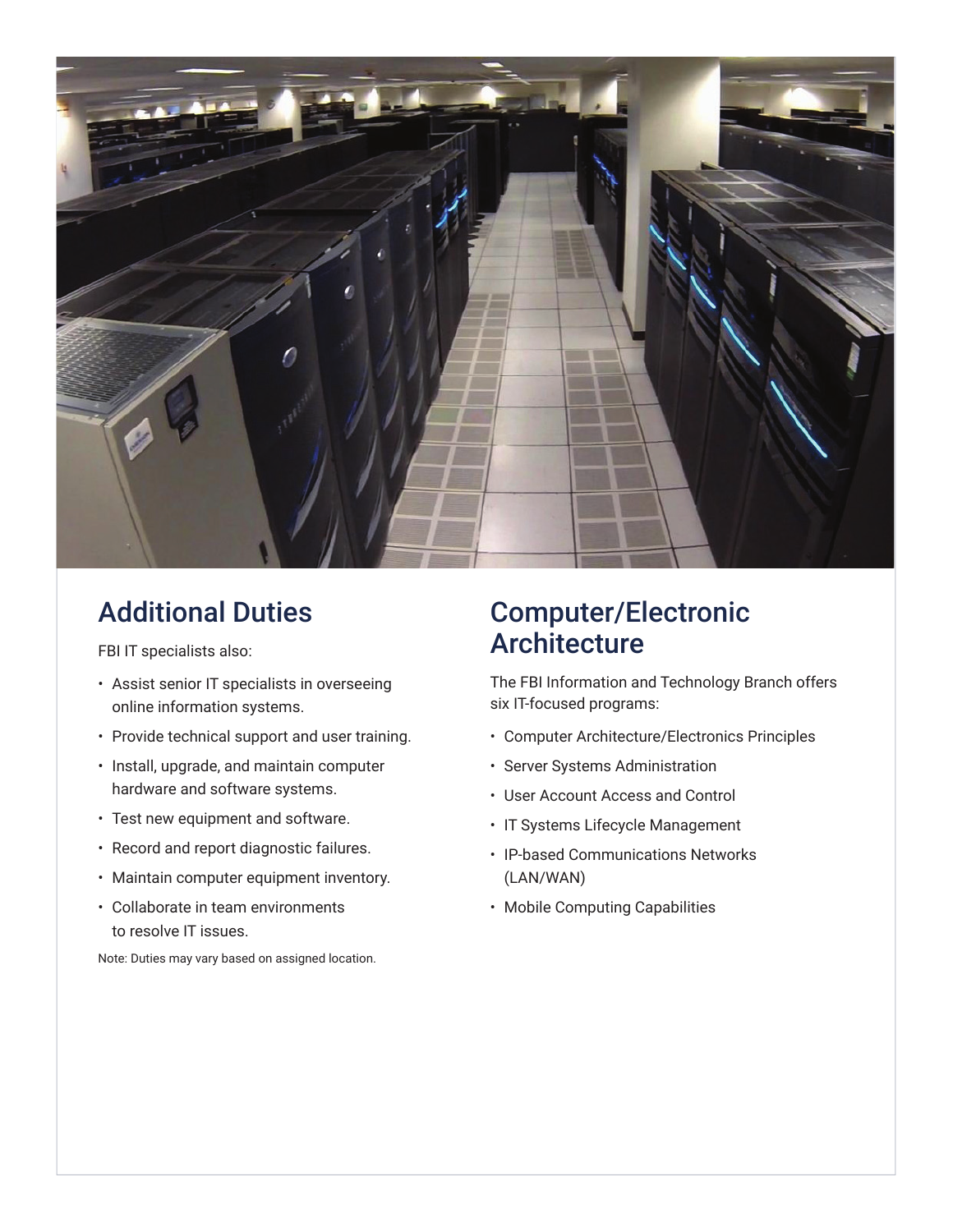## Additional Duties

FBI IT specialists also:

- Assist senior IT specialists in overseeing online information systems.
- Provide technical support and user training.
- Install, upgrade, and maintain computer hardware and software systems.
- Test new equipment and software.
- Record and report diagnostic failures.
- Maintain computer equipment inventory.
- Collaborate in team environments to resolve IT issues.

Note: Duties may vary based on assigned location.

## Computer/Electronic Architecture

The FBI Information and Technology Branch offers six IT-focused programs:

- Computer Architecture/Electronics Principles
- Server Systems Administration
- User Account Access and Control
- IT Systems Lifecycle Management
- IP-based Communications Networks (LAN/WAN)
- Mobile Computing Capabilities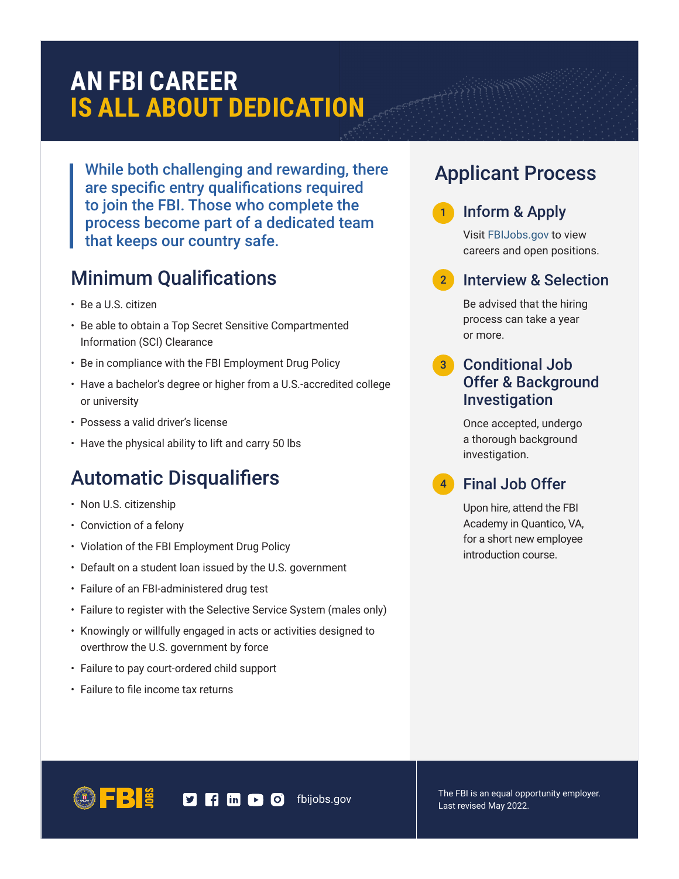# AN FBI CAREER IS ALL ABOUT DEDICATION

While both challenging and rewarding, there are specific entry qualifications required to join the FBI. Those who complete the process become part of a dedicated team that keeps our country safe.

## Minimum Qualifications

- Be a U.S. citizen
- Be able to obtain a Top Secret Sensitive Compartmented Information (SCI) Clearance
- Be in compliance with the FBI Employment Drug Policy
- Have a bachelor's degree or higher from a U.S.-accredited college or university
- Possess a valid driver's license
- Have the physical ability to lift and carry 50 lbs

## Automatic Disqualifiers

- Non U.S. citizenship
- Conviction of a felony
- Violation of the FBI Employment Drug Policy
- Default on a student loan issued by the U.S. government
- Failure of an FBI-administered drug test
- Failure to register with the Selective Service System (males only)
- Knowingly or willfully engaged in acts or activities designed to overthrow the U.S. government by force
- Failure to pay court-ordered child support
- Failure to file income tax returns

## Applicant Process

### 1 Inform & Apply

Visit FBIJobs.gov to view careers and open positions.

### 2 Interview & Selection

Be advised that the hiring process can take a year or more.

### 3 Conditional Job Offer & Background Investigation

Once accepted, undergo a thorough background investigation.

### 4 Final Job Offer

Upon hire, attend the FBI Academy in Quantico, VA, for a short new employee introduction course.

FBI JOBS

fbijobs.gov

The FBI is an equal opportunity employer.
Last revised May 2022.